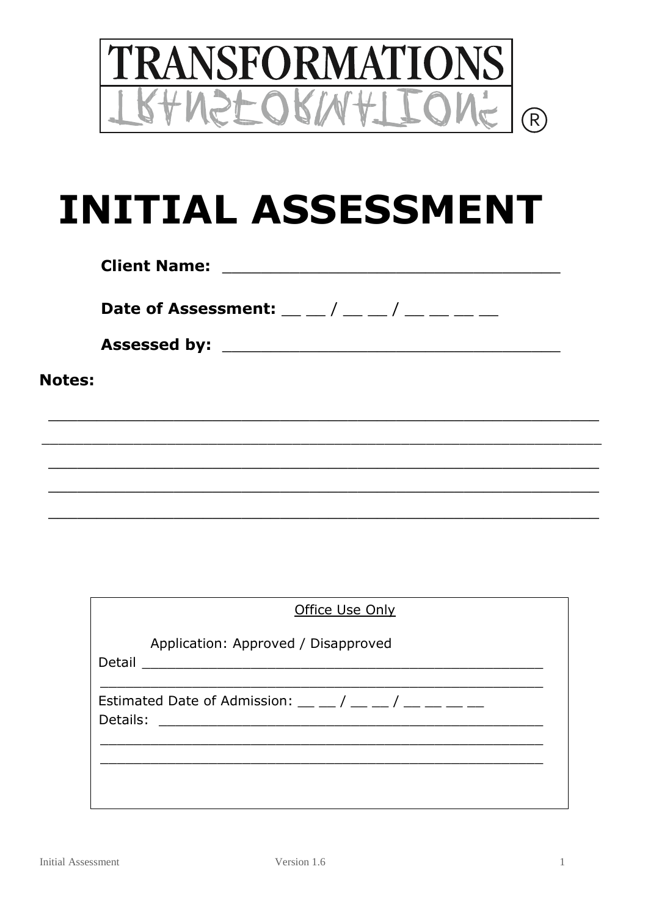TRANSFORMATIONS®

# INITIAL ASSESSMENT

**Client Name:** ___________________________________

**Date of Assessment:** __ __ / __ __ / __ __ __ __

**Assessed by:** ___________________________________

**Notes:**

_________________________________________________________

_________________________________________________________

_________________________________________________________

_________________________________________________________

_________________________________________________________

Office Use Only

Application: Approved / Disapproved

Detail _______________________________________________

_______________________________________________________

Estimated Date of Admission: __ __ / __ __ / __ __ __ __

Details: ______________________________________________

_______________________________________________________

_______________________________________________________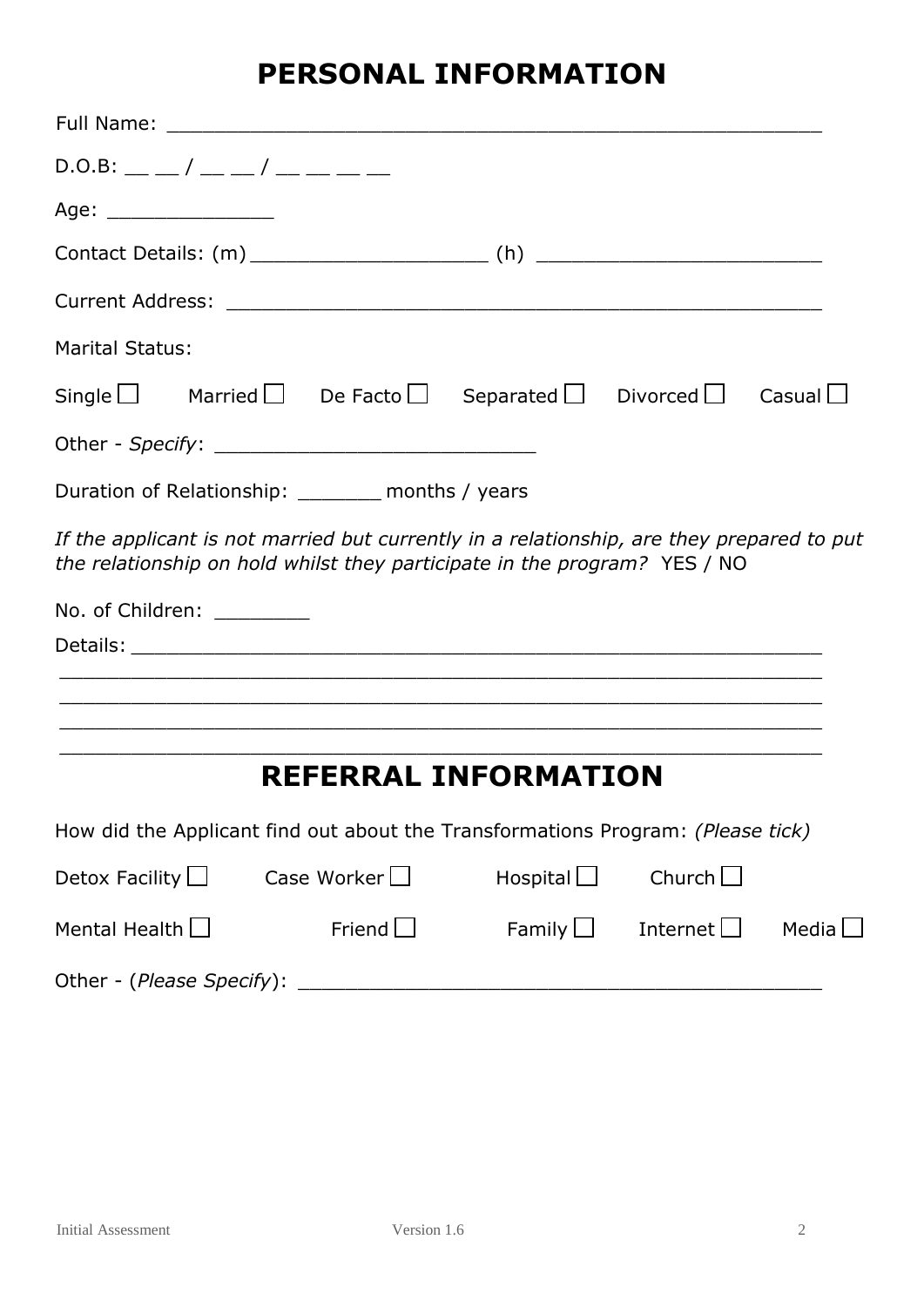# PERSONAL INFORMATION

Full Name: ______________________________________________________

D.O.B: __ __ / __ __ / __ __ __ __

Age: ______________

Contact Details: (m) ___________________ (h) ______________________

Current Address: ________________________________________________

Marital Status:

Single ☐ Married ☐ De Facto ☐ Separated ☐ Divorced ☐ Casual ☐

Other - *Specify*: __________________________

Duration of Relationship: _______ months / years

*If the applicant is not married but currently in a relationship, are they prepared to put the relationship on hold whilst they participate in the program?* YES / NO

No. of Children: ________

Details: ________________________________________________________

_______________________________________________________________

_______________________________________________________________

_______________________________________________________________

_______________________________________________________________

# REFERRAL INFORMATION

How did the Applicant find out about the Transformations Program: *(Please tick)*

Detox Facility ☐ Case Worker ☐ Hospital ☐ Church ☐

Mental Health ☐ Friend ☐ Family ☐ Internet ☐ Media ☐

Other - (*Please Specify*): ________________________________________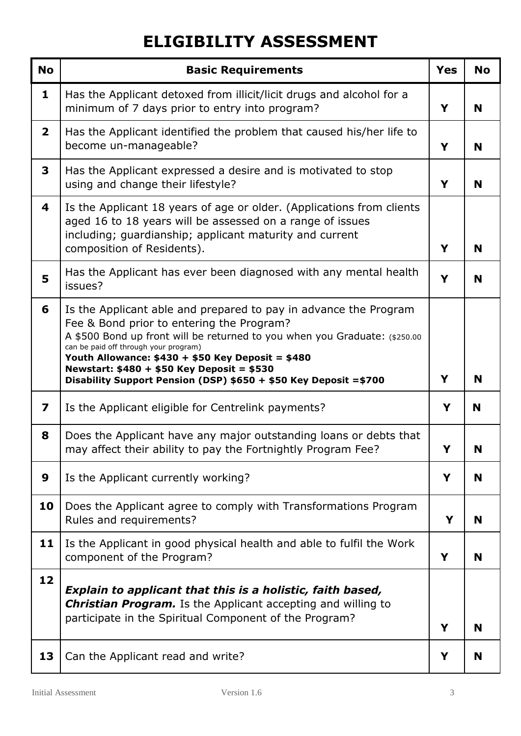# ELIGIBILITY ASSESSMENT

| No | Basic Requirements | Yes | No |
|---|---|---|---|
| 1 | Has the Applicant detoxed from illicit/licit drugs and alcohol for a minimum of 7 days prior to entry into program? | Y | N |
| 2 | Has the Applicant identified the problem that caused his/her life to become un-manageable? | Y | N |
| 3 | Has the Applicant expressed a desire and is motivated to stop using and change their lifestyle? | Y | N |
| 4 | Is the Applicant 18 years of age or older. (Applications from clients aged 16 to 18 years will be assessed on a range of issues including; guardianship; applicant maturity and current composition of Residents). | Y | N |
| 5 | Has the Applicant has ever been diagnosed with any mental health issues? | Y | N |
| 6 | Is the Applicant able and prepared to pay in advance the Program Fee & Bond prior to entering the Program?<br>A $500 Bond up front will be returned to you when you Graduate: ($250.00 can be paid off through your program)<br>**Youth Allowance: $430 + $50 Key Deposit = $480**<br>**Newstart: $480 + $50 Key Deposit = $530**<br>**Disability Support Pension (DSP) $650 + $50 Key Deposit =$700** | Y | N |
| 7 | Is the Applicant eligible for Centrelink payments? | Y | N |
| 8 | Does the Applicant have any major outstanding loans or debts that may affect their ability to pay the Fortnightly Program Fee? | Y | N |
| 9 | Is the Applicant currently working? | Y | N |
| 10 | Does the Applicant agree to comply with Transformations Program Rules and requirements? | Y | N |
| 11 | Is the Applicant in good physical health and able to fulfil the Work component of the Program? | Y | N |
| 12 | ***Explain to applicant that this is a holistic, faith based, Christian Program.*** Is the Applicant accepting and willing to participate in the Spiritual Component of the Program? | Y | N |
| 13 | Can the Applicant read and write? | Y | N |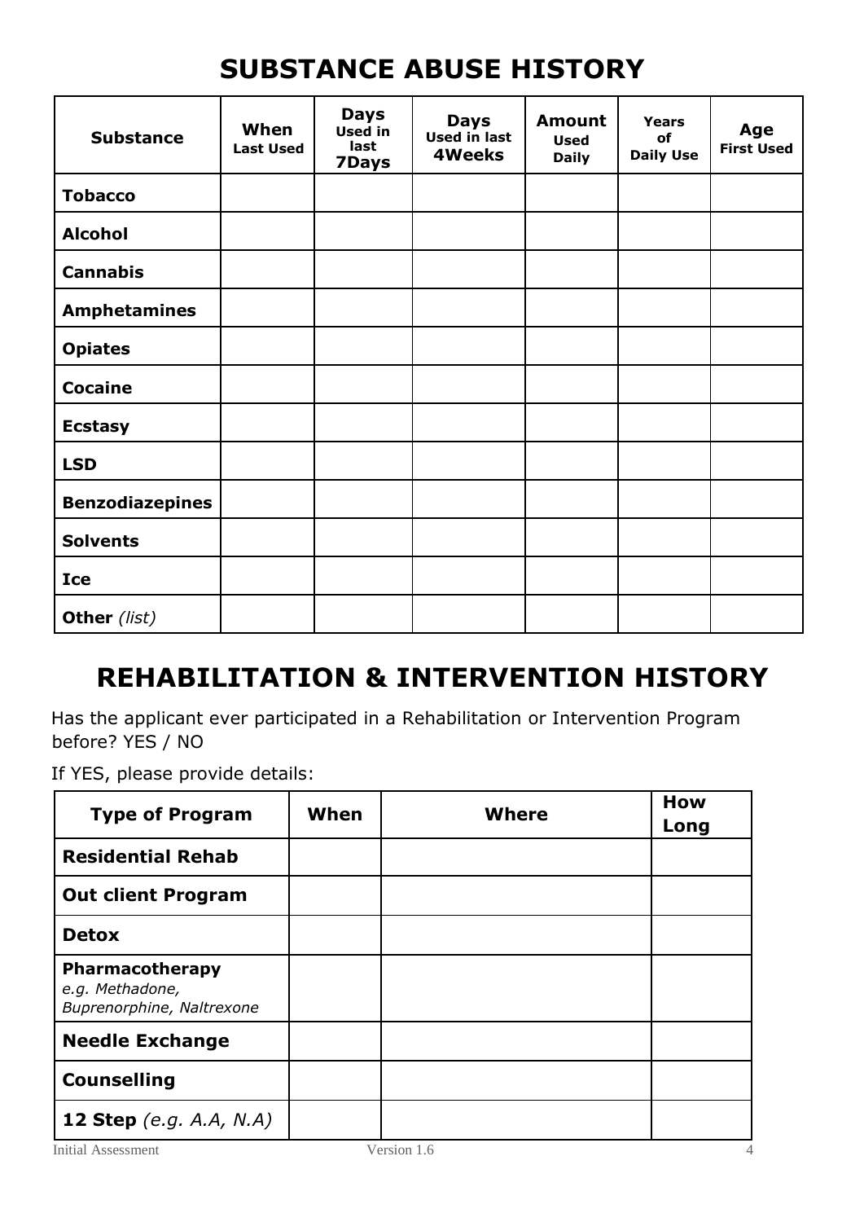# SUBSTANCE ABUSE HISTORY

| Substance | When Last Used | Days Used in last 7Days | Days Used in last 4Weeks | Amount Used Daily | Years of Daily Use | Age First Used |
|---|---|---|---|---|---|---|
| **Tobacco** | | | | | | |
| **Alcohol** | | | | | | |
| **Cannabis** | | | | | | |
| **Amphetamines** | | | | | | |
| **Opiates** | | | | | | |
| **Cocaine** | | | | | | |
| **Ecstasy** | | | | | | |
| **LSD** | | | | | | |
| **Benzodiazepines** | | | | | | |
| **Solvents** | | | | | | |
| **Ice** | | | | | | |
| **Other** *(list)* | | | | | | |

# REHABILITATION & INTERVENTION HISTORY

Has the applicant ever participated in a Rehabilitation or Intervention Program before? YES / NO

If YES, please provide details:

| Type of Program | When | Where | How Long |
|---|---|---|---|
| **Residential Rehab** | | | |
| **Out client Program** | | | |
| **Detox** | | | |
| **Pharmacotherapy** *e.g. Methadone, Buprenorphine, Naltrexone* | | | |
| **Needle Exchange** | | | |
| **Counselling** | | | |
| **12 Step** *(e.g. A.A, N.A)* | | | |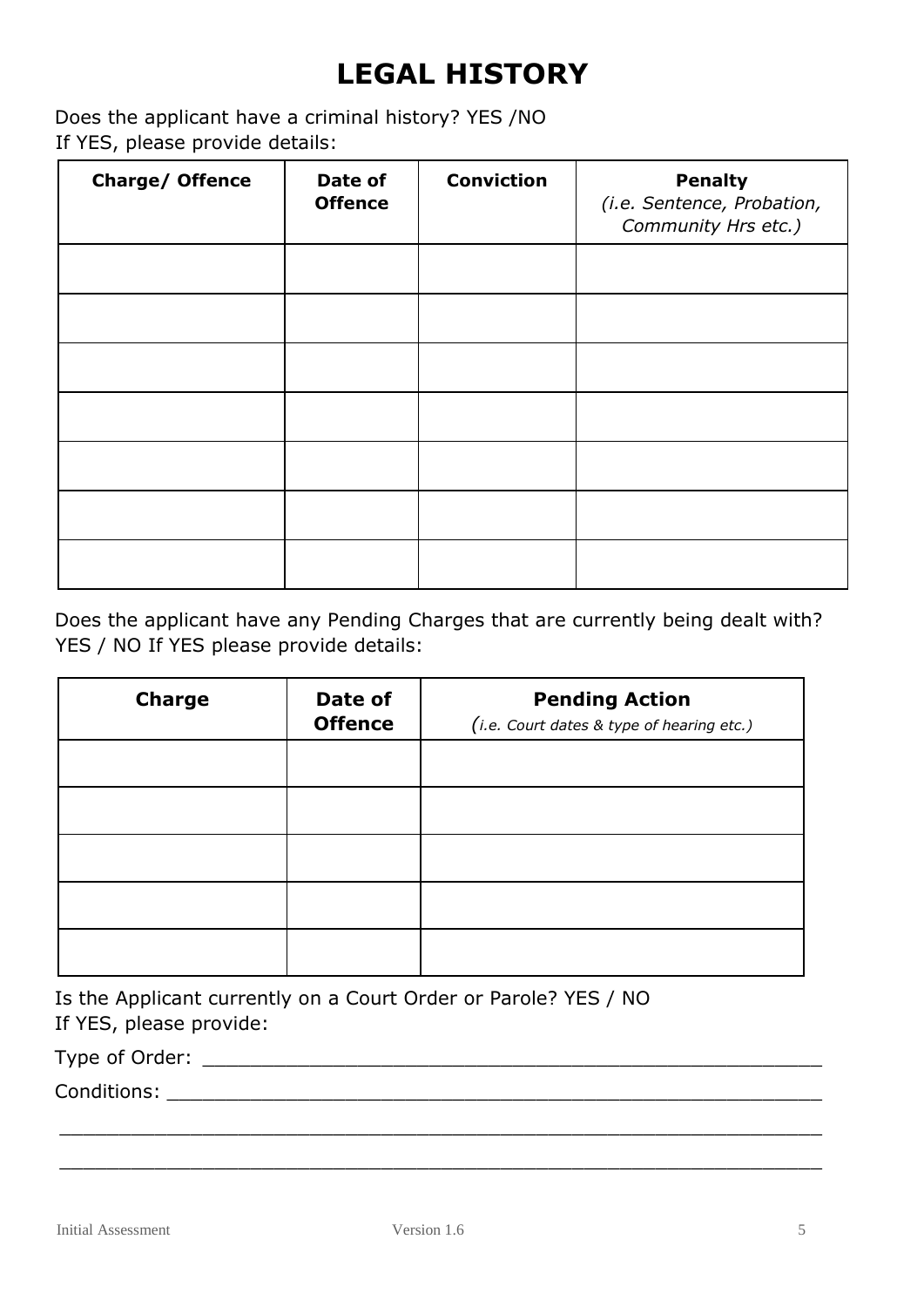# LEGAL HISTORY

Does the applicant have a criminal history? YES /NO
If YES, please provide details:

| **Charge/ Offence** | **Date of Offence** | **Conviction** | **Penalty** *(i.e. Sentence, Probation, Community Hrs etc.)* |
|---|---|---|---|
| | | | |
| | | | |
| | | | |
| | | | |
| | | | |
| | | | |
| | | | |

Does the applicant have any Pending Charges that are currently being dealt with? YES / NO If YES please provide details:

| **Charge** | **Date of Offence** | **Pending Action** *(i.e. Court dates & type of hearing etc.)* |
|---|---|---|
| | | |
| | | |
| | | |
| | | |
| | | |

Is the Applicant currently on a Court Order or Parole? YES / NO
If YES, please provide:

Type of Order: ______________________________________________________

Conditions: ________________________________________________________

__________________________________________________________________

__________________________________________________________________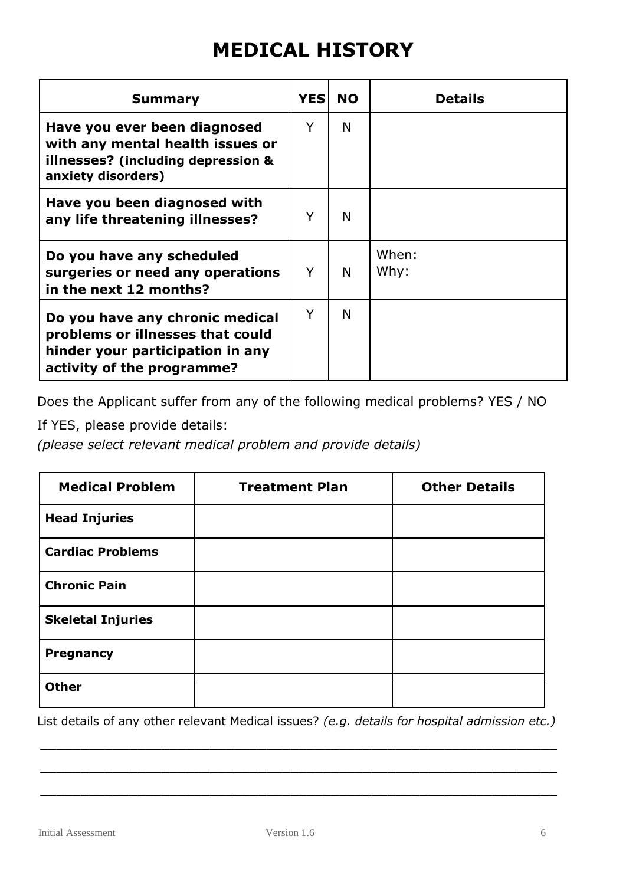# MEDICAL HISTORY

| Summary | YES | NO | Details |
|---|---|---|---|
| **Have you ever been diagnosed with any mental health issues or illnesses? (including depression & anxiety disorders)** | Y | N | |
| **Have you been diagnosed with any life threatening illnesses?** | Y | N | |
| **Do you have any scheduled surgeries or need any operations in the next 12 months?** | Y | N | When:<br>Why: |
| **Do you have any chronic medical problems or illnesses that could hinder your participation in any activity of the programme?** | Y | N | |

Does the Applicant suffer from any of the following medical problems? YES / NO

If YES, please provide details:

*(please select relevant medical problem and provide details)*

| Medical Problem | Treatment Plan | Other Details |
|---|---|---|
| **Head Injuries** | | |
| **Cardiac Problems** | | |
| **Chronic Pain** | | |
| **Skeletal Injuries** | | |
| **Pregnancy** | | |
| **Other** | | |

List details of any other relevant Medical issues? *(e.g. details for hospital admission etc.)*

______________________________________________________________________

______________________________________________________________________

______________________________________________________________________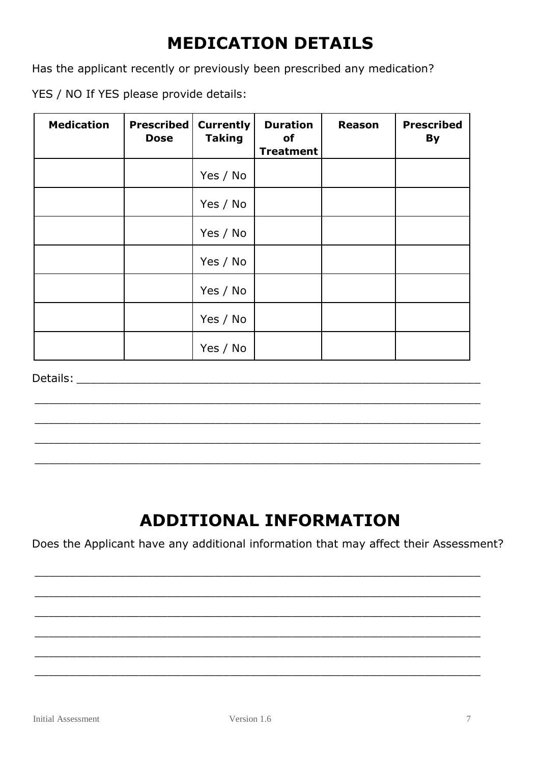# MEDICATION DETAILS

Has the applicant recently or previously been prescribed any medication?

YES / NO If YES please provide details:

| Medication | Prescribed Dose | Currently Taking | Duration of Treatment | Reason | Prescribed By |
|---|---|---|---|---|---|
| | | Yes / No | | | |
| | | Yes / No | | | |
| | | Yes / No | | | |
| | | Yes / No | | | |
| | | Yes / No | | | |
| | | Yes / No | | | |
| | | Yes / No | | | |

Details: ____________________________________________________________

_______________________________________________________________

_______________________________________________________________

_______________________________________________________________

_______________________________________________________________

# ADDITIONAL INFORMATION

Does the Applicant have any additional information that may affect their Assessment?

_______________________________________________________________

_______________________________________________________________

_______________________________________________________________

_______________________________________________________________

_______________________________________________________________

_______________________________________________________________